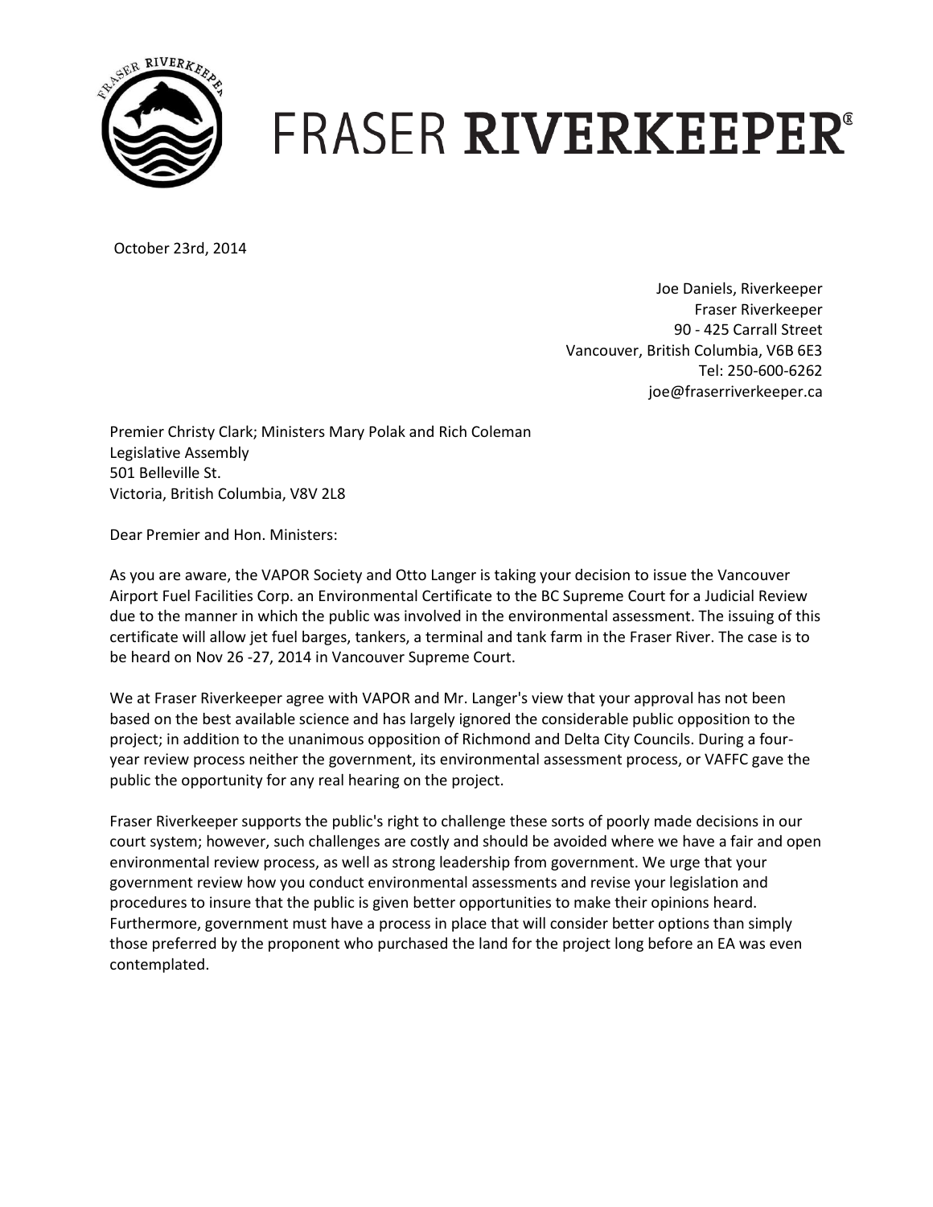# FRASER **RIVERKEEPER**®

October 23rd, 2014

Joe Daniels, Riverkeeper
Fraser Riverkeeper
90 - 425 Carrall Street
Vancouver, British Columbia, V6B 6E3
Tel: 250-600-6262
joe@fraserriverkeeper.ca

Premier Christy Clark; Ministers Mary Polak and Rich Coleman
Legislative Assembly
501 Belleville St.
Victoria, British Columbia, V8V 2L8

Dear Premier and Hon. Ministers:

As you are aware, the VAPOR Society and Otto Langer is taking your decision to issue the Vancouver Airport Fuel Facilities Corp. an Environmental Certificate to the BC Supreme Court for a Judicial Review due to the manner in which the public was involved in the environmental assessment. The issuing of this certificate will allow jet fuel barges, tankers, a terminal and tank farm in the Fraser River. The case is to be heard on Nov 26 -27, 2014 in Vancouver Supreme Court.

We at Fraser Riverkeeper agree with VAPOR and Mr. Langer's view that your approval has not been based on the best available science and has largely ignored the considerable public opposition to the project; in addition to the unanimous opposition of Richmond and Delta City Councils. During a four-year review process neither the government, its environmental assessment process, or VAFFC gave the public the opportunity for any real hearing on the project.

Fraser Riverkeeper supports the public's right to challenge these sorts of poorly made decisions in our court system; however, such challenges are costly and should be avoided where we have a fair and open environmental review process, as well as strong leadership from government. We urge that your government review how you conduct environmental assessments and revise your legislation and procedures to insure that the public is given better opportunities to make their opinions heard. Furthermore, government must have a process in place that will consider better options than simply those preferred by the proponent who purchased the land for the project long before an EA was even contemplated.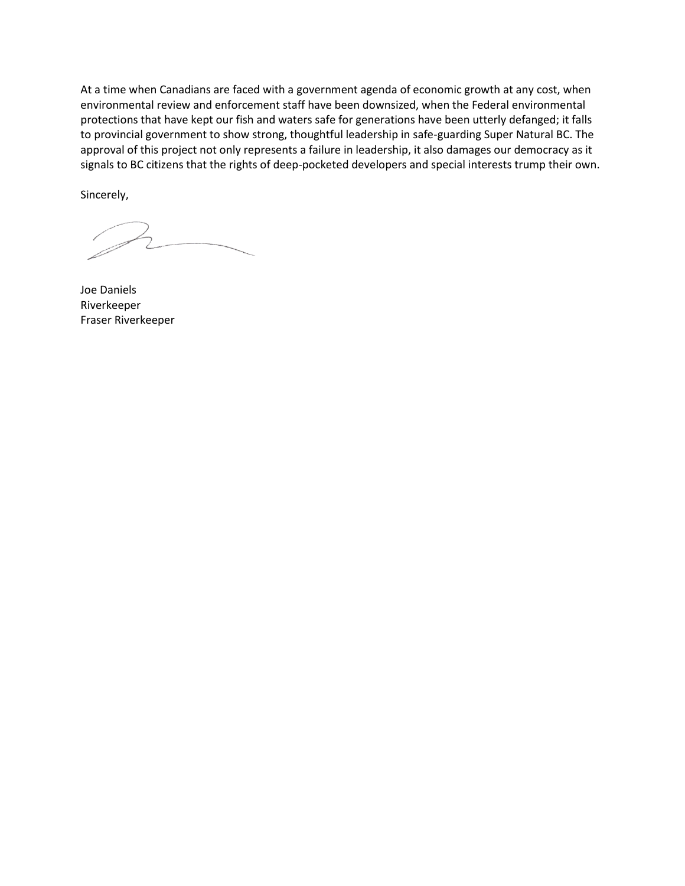At a time when Canadians are faced with a government agenda of economic growth at any cost, when environmental review and enforcement staff have been downsized, when the Federal environmental protections that have kept our fish and waters safe for generations have been utterly defanged; it falls to provincial government to show strong, thoughtful leadership in safe-guarding Super Natural BC. The approval of this project not only represents a failure in leadership, it also damages our democracy as it signals to BC citizens that the rights of deep-pocketed developers and special interests trump their own.

Sincerely,

Joe Daniels
Riverkeeper
Fraser Riverkeeper